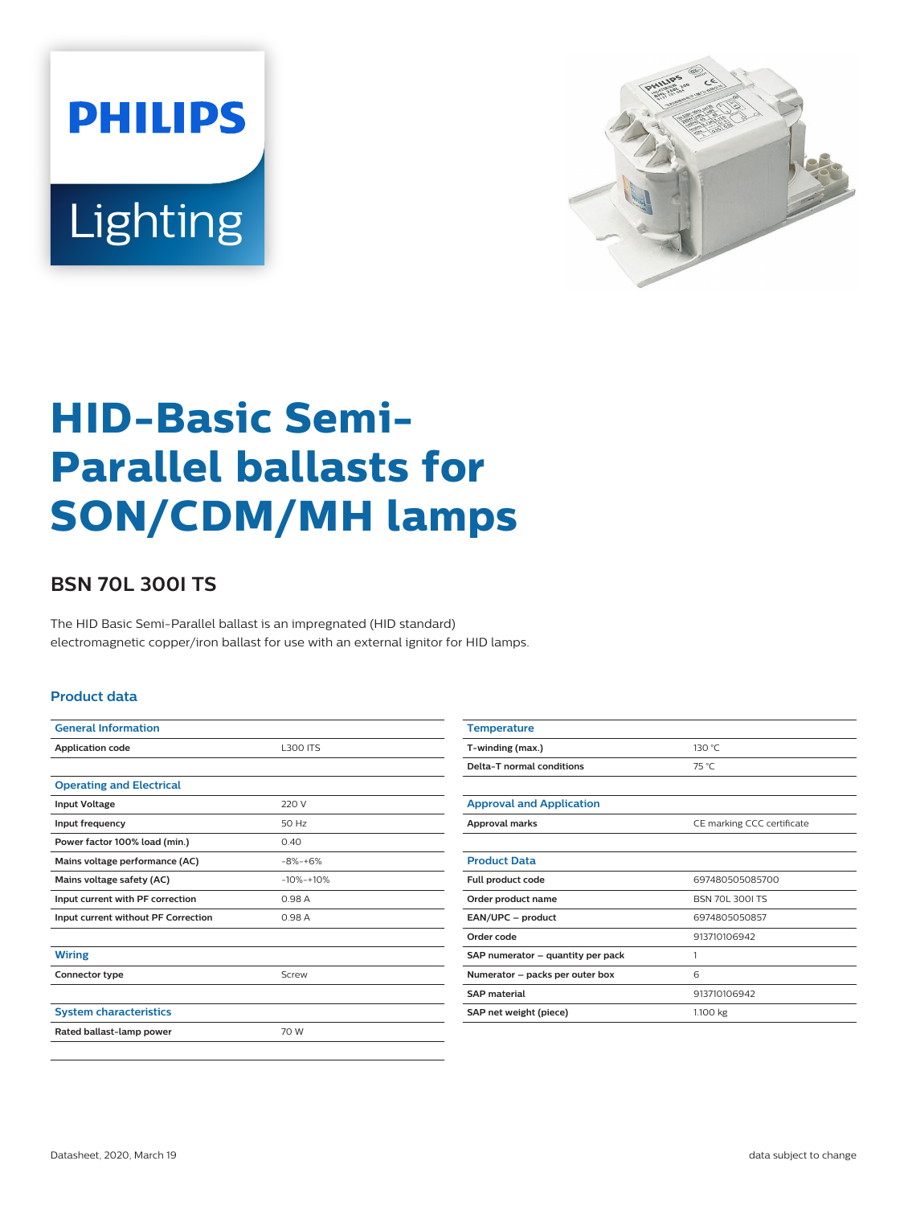# HID-Basic Semi-Parallel ballasts for SON/CDM/MH lamps

## BSN 70L 300I TS

The HID Basic Semi-Parallel ballast is an impregnated (HID standard) electromagnetic copper/iron ballast for use with an external ignitor for HID lamps.

### Product data

| General Information | |
|---|---|
| Application code | L300 ITS |

| Operating and Electrical | |
|---|---|
| Input Voltage | 220 V |
| Input frequency | 50 Hz |
| Power factor 100% load (min.) | 0.40 |
| Mains voltage performance (AC) | -8%-+6% |
| Mains voltage safety (AC) | -10%-+10% |
| Input current with PF correction | 0.98 A |
| Input current without PF Correction | 0.98 A |

| Wiring | |
|---|---|
| Connector type | Screw |

| System characteristics | |
|---|---|
| Rated ballast-lamp power | 70 W |

| Temperature | |
|---|---|
| T-winding (max.) | 130 °C |
| Delta-T normal conditions | 75 °C |

| Approval and Application | |
|---|---|
| Approval marks | CE marking CCC certificate |

| Product Data | |
|---|---|
| Full product code | 697480505085700 |
| Order product name | BSN 70L 300I TS |
| EAN/UPC – product | 6974805050857 |
| Order code | 913710106942 |
| SAP numerator – quantity per pack | 1 |
| Numerator – packs per outer box | 6 |
| SAP material | 913710106942 |
| SAP net weight (piece) | 1.100 kg |

Datasheet, 2020, March 19

data subject to change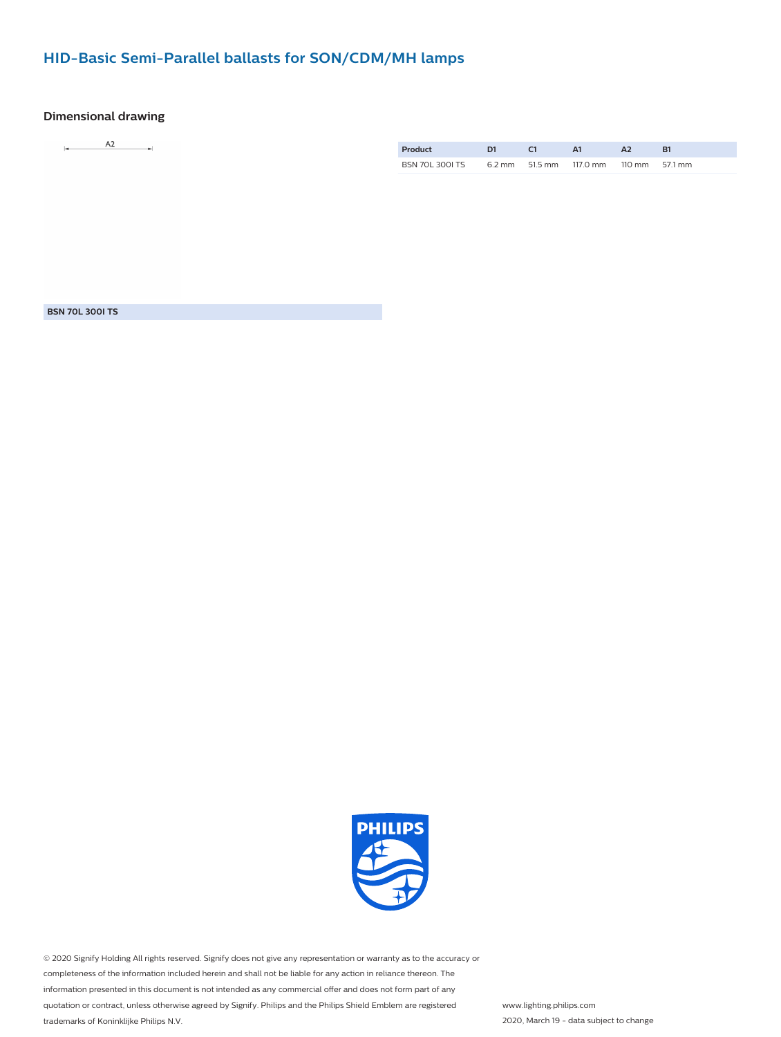## HID-Basic Semi-Parallel ballasts for SON/CDM/MH lamps

### Dimensional drawing

A2

| Product | D1 | C1 | A1 | A2 | B1 |
| --- | --- | --- | --- | --- | --- |
| BSN 70L 300I TS | 6.2 mm | 51.5 mm | 117.0 mm | 110 mm | 57.1 mm |

**BSN 70L 300I TS**

© 2020 Signify Holding All rights reserved. Signify does not give any representation or warranty as to the accuracy or completeness of the information included herein and shall not be liable for any action in reliance thereon. The information presented in this document is not intended as any commercial offer and does not form part of any quotation or contract, unless otherwise agreed by Signify. Philips and the Philips Shield Emblem are registered trademarks of Koninklijke Philips N.V.

www.lighting.philips.com

2020, March 19 - data subject to change